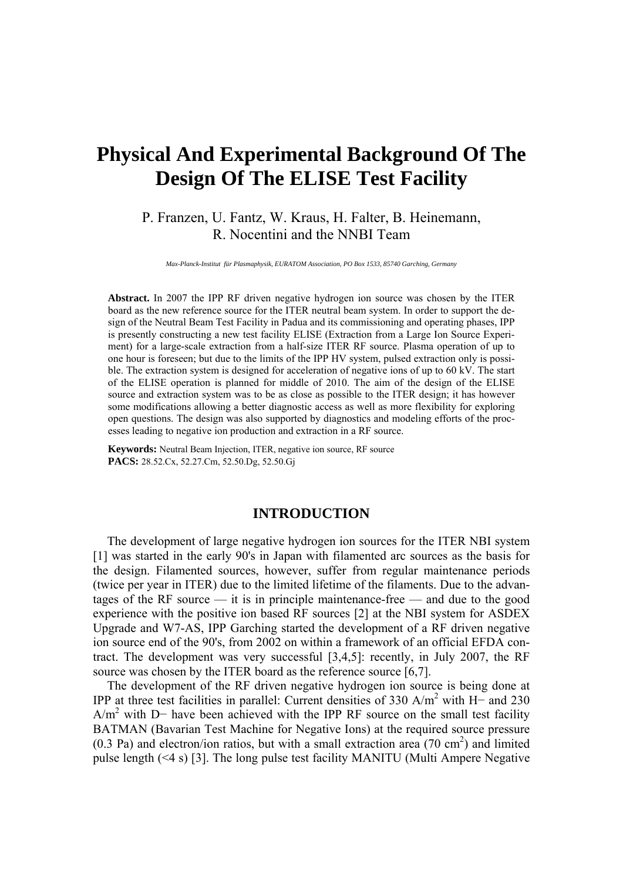# Physical And Experimental Background Of The Design Of The ELISE Test Facility

P. Franzen, U. Fantz, W. Kraus, H. Falter, B. Heinemann, R. Nocentini and the NNBI Team

*Max-Planck-Institut für Plasmaphysik, EURATOM Association, PO Box 1533, 85740 Garching, Germany*

**Abstract.** In 2007 the IPP RF driven negative hydrogen ion source was chosen by the ITER board as the new reference source for the ITER neutral beam system. In order to support the design of the Neutral Beam Test Facility in Padua and its commissioning and operating phases, IPP is presently constructing a new test facility ELISE (Extraction from a Large Ion Source Experiment) for a large-scale extraction from a half-size ITER RF source. Plasma operation of up to one hour is foreseen; but due to the limits of the IPP HV system, pulsed extraction only is possible. The extraction system is designed for acceleration of negative ions of up to 60 kV. The start of the ELISE operation is planned for middle of 2010. The aim of the design of the ELISE source and extraction system was to be as close as possible to the ITER design; it has however some modifications allowing a better diagnostic access as well as more flexibility for exploring open questions. The design was also supported by diagnostics and modeling efforts of the processes leading to negative ion production and extraction in a RF source.

**Keywords:** Neutral Beam Injection, ITER, negative ion source, RF source
**PACS:** 28.52.Cx, 52.27.Cm, 52.50.Dg, 52.50.Gj

## INTRODUCTION

The development of large negative hydrogen ion sources for the ITER NBI system [1] was started in the early 90's in Japan with filamented arc sources as the basis for the design. Filamented sources, however, suffer from regular maintenance periods (twice per year in ITER) due to the limited lifetime of the filaments. Due to the advantages of the RF source — it is in principle maintenance-free — and due to the good experience with the positive ion based RF sources [2] at the NBI system for ASDEX Upgrade and W7-AS, IPP Garching started the development of a RF driven negative ion source end of the 90's, from 2002 on within a framework of an official EFDA contract. The development was very successful [3,4,5]: recently, in July 2007, the RF source was chosen by the ITER board as the reference source [6,7].

The development of the RF driven negative hydrogen ion source is being done at IPP at three test facilities in parallel: Current densities of 330 A/m$^2$ with H− and 230 A/m$^2$ with D− have been achieved with the IPP RF source on the small test facility BATMAN (Bavarian Test Machine for Negative Ions) at the required source pressure (0.3 Pa) and electron/ion ratios, but with a small extraction area (70 cm$^2$) and limited pulse length (<4 s) [3]. The long pulse test facility MANITU (Multi Ampere Negative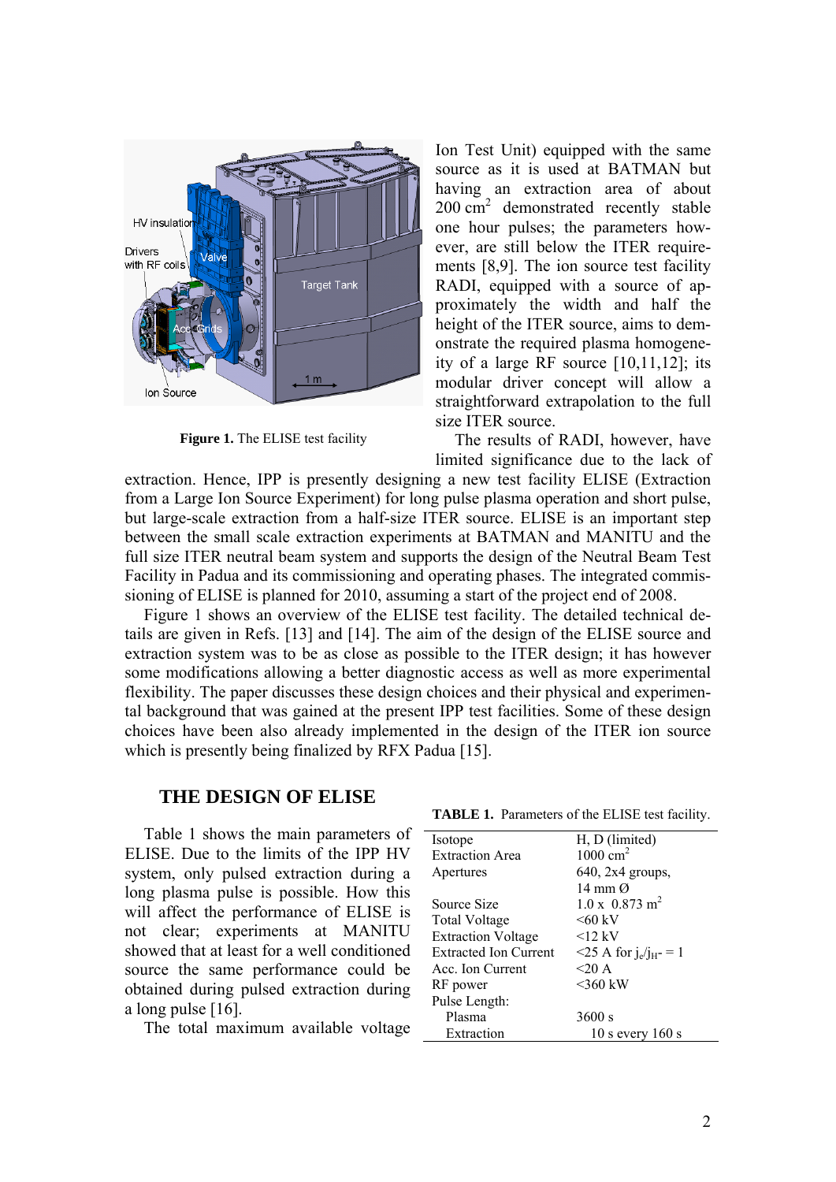Figure 1. The ELISE test facility

Ion Test Unit) equipped with the same source as it is used at BATMAN but having an extraction area of about 200 cm$^2$ demonstrated recently stable one hour pulses; the parameters however, are still below the ITER requirements [8,9]. The ion source test facility RADI, equipped with a source of approximately the width and half the height of the ITER source, aims to demonstrate the required plasma homogeneity of a large RF source [10,11,12]; its modular driver concept will allow a straightforward extrapolation to the full size ITER source.

The results of RADI, however, have limited significance due to the lack of extraction. Hence, IPP is presently designing a new test facility ELISE (Extraction from a Large Ion Source Experiment) for long pulse plasma operation and short pulse, but large-scale extraction from a half-size ITER source. ELISE is an important step between the small scale extraction experiments at BATMAN and MANITU and the full size ITER neutral beam system and supports the design of the Neutral Beam Test Facility in Padua and its commissioning and operating phases. The integrated commissioning of ELISE is planned for 2010, assuming a start of the project end of 2008.

Figure 1 shows an overview of the ELISE test facility. The detailed technical details are given in Refs. [13] and [14]. The aim of the design of the ELISE source and extraction system was to be as close as possible to the ITER design; it has however some modifications allowing a better diagnostic access as well as more experimental flexibility. The paper discusses these design choices and their physical and experimental background that was gained at the present IPP test facilities. Some of these design choices have been also already implemented in the design of the ITER ion source which is presently being finalized by RFX Padua [15].

## THE DESIGN OF ELISE

Table 1 shows the main parameters of ELISE. Due to the limits of the IPP HV system, only pulsed extraction during a long plasma pulse is possible. How this will affect the performance of ELISE is not clear; experiments at MANITU showed that at least for a well conditioned source the same performance could be obtained during pulsed extraction during a long pulse [16].

**TABLE 1.** Parameters of the ELISE test facility.

| | |
|---|---|
| Isotope | H, D (limited) |
| Extraction Area | 1000 cm$^2$ |
| Apertures | 640, 2x4 groups, 14 mm Ø |
| Source Size | 1.0 x 0.873 m$^2$ |
| Total Voltage | <60 kV |
| Extraction Voltage | <12 kV |
| Extracted Ion Current | <25 A for $j_e/j_{H^-} = 1$ |
| Acc. Ion Current | <20 A |
| RF power | <360 kW |
| Pulse Length: | |
| Plasma | 3600 s |
| Extraction | 10 s every 160 s |

The total maximum available voltage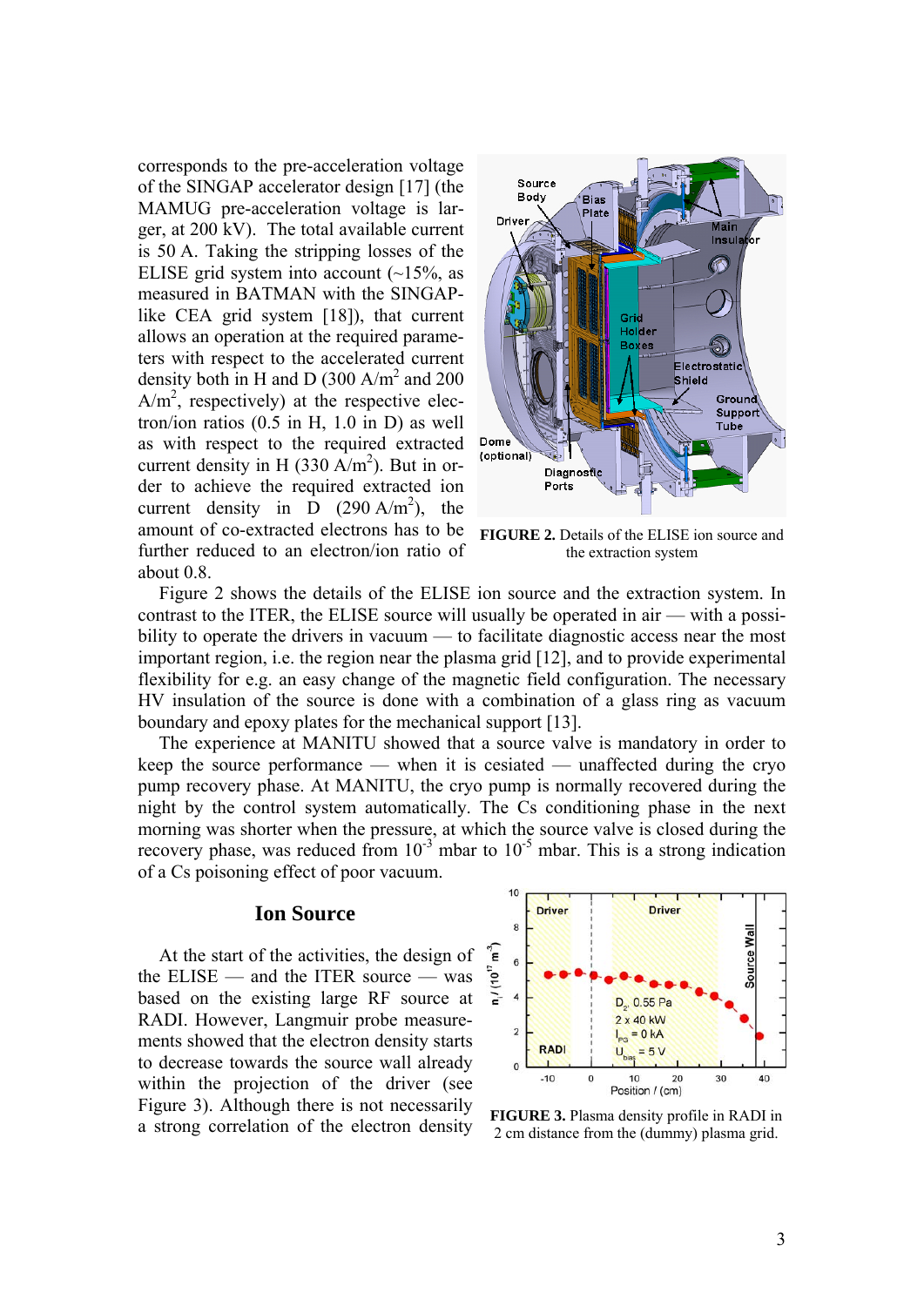corresponds to the pre-acceleration voltage of the SINGAP accelerator design [17] (the MAMUG pre-acceleration voltage is larger, at 200 kV). The total available current is 50 A. Taking the stripping losses of the ELISE grid system into account (~15%, as measured in BATMAN with the SINGAP-like CEA grid system [18]), that current allows an operation at the required parameters with respect to the accelerated current density both in H and D (300 A/m$^2$ and 200 A/m$^2$, respectively) at the respective electron/ion ratios (0.5 in H, 1.0 in D) as well as with respect to the required extracted current density in H (330 A/m$^2$). But in order to achieve the required extracted ion current density in D (290 A/m$^2$), the amount of co-extracted electrons has to be further reduced to an electron/ion ratio of about 0.8.

**FIGURE 2.** Details of the ELISE ion source and the extraction system

Figure 2 shows the details of the ELISE ion source and the extraction system. In contrast to the ITER, the ELISE source will usually be operated in air — with a possibility to operate the drivers in vacuum — to facilitate diagnostic access near the most important region, i.e. the region near the plasma grid [12], and to provide experimental flexibility for e.g. an easy change of the magnetic field configuration. The necessary HV insulation of the source is done with a combination of a glass ring as vacuum boundary and epoxy plates for the mechanical support [13].

The experience at MANITU showed that a source valve is mandatory in order to keep the source performance — when it is cesiated — unaffected during the cryo pump recovery phase. At MANITU, the cryo pump is normally recovered during the night by the control system automatically. The Cs conditioning phase in the next morning was shorter when the pressure, at which the source valve is closed during the recovery phase, was reduced from $10^{-3}$ mbar to $10^{-5}$ mbar. This is a strong indication of a Cs poisoning effect of poor vacuum.

## Ion Source

At the start of the activities, the design of the ELISE — and the ITER source — was based on the existing large RF source at RADI. However, Langmuir probe measurements showed that the electron density starts to decrease towards the source wall already within the projection of the driver (see Figure 3). Although there is not necessarily a strong correlation of the electron density

**FIGURE 3.** Plasma density profile in RADI in 2 cm distance from the (dummy) plasma grid.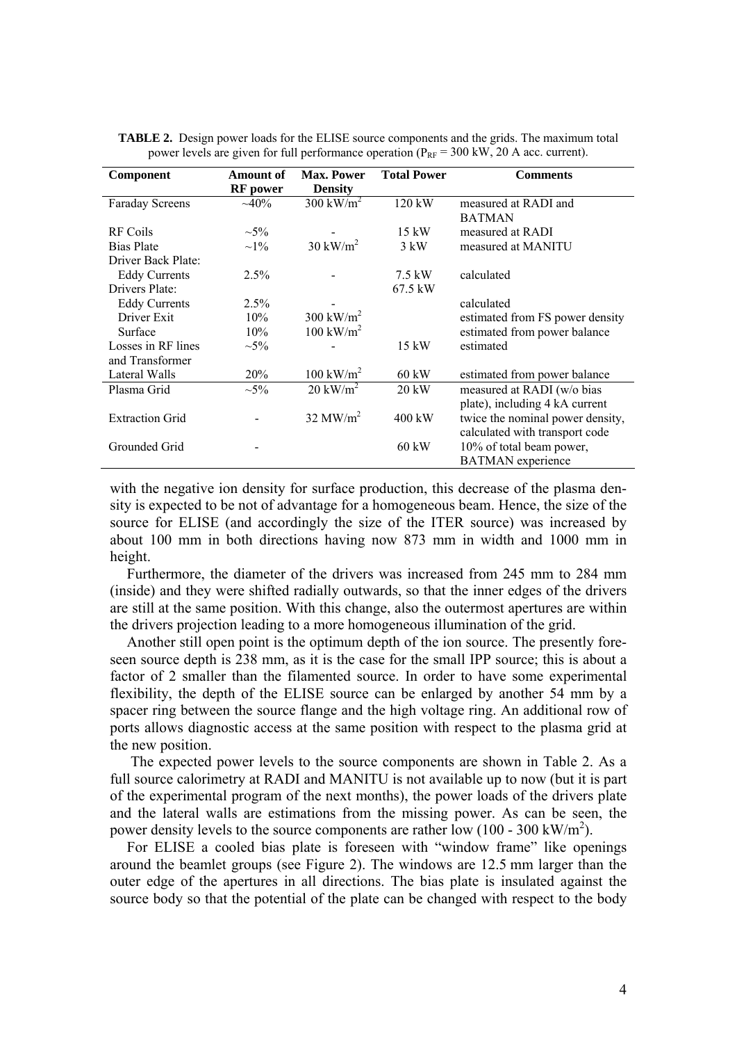**TABLE 2.** Design power loads for the ELISE source components and the grids. The maximum total power levels are given for full performance operation ($P_{RF}$ = 300 kW, 20 A acc. current).

| Component | Amount of RF power | Max. Power Density | Total Power | Comments |
|---|---|---|---|---|
| Faraday Screens | ~40% | 300 kW/m$^2$ | 120 kW | measured at RADI and BATMAN |
| RF Coils | ~5% | - | 15 kW | measured at RADI |
| Bias Plate | ~1% | 30 kW/m$^2$ | 3 kW | measured at MANITU |
| Driver Back Plate: | | | | |
| Eddy Currents | 2.5% | - | 7.5 kW | calculated |
| Drivers Plate: | | | 67.5 kW | |
| Eddy Currents | 2.5% | - | | calculated |
| Driver Exit | 10% | 300 kW/m$^2$ | | estimated from FS power density |
| Surface | 10% | 100 kW/m$^2$ | | estimated from power balance |
| Losses in RF lines and Transformer | ~5% | - | 15 kW | estimated |
| Lateral Walls | 20% | 100 kW/m$^2$ | 60 kW | estimated from power balance |
| Plasma Grid | ~5% | 20 kW/m$^2$ | 20 kW | measured at RADI (w/o bias plate), including 4 kA current |
| Extraction Grid | - | 32 MW/m$^2$ | 400 kW | twice the nominal power density, calculated with transport code |
| Grounded Grid | - | | 60 kW | 10% of total beam power, BATMAN experience |

with the negative ion density for surface production, this decrease of the plasma density is expected to be not of advantage for a homogeneous beam. Hence, the size of the source for ELISE (and accordingly the size of the ITER source) was increased by about 100 mm in both directions having now 873 mm in width and 1000 mm in height.

Furthermore, the diameter of the drivers was increased from 245 mm to 284 mm (inside) and they were shifted radially outwards, so that the inner edges of the drivers are still at the same position. With this change, also the outermost apertures are within the drivers projection leading to a more homogeneous illumination of the grid.

Another still open point is the optimum depth of the ion source. The presently foreseen source depth is 238 mm, as it is the case for the small IPP source; this is about a factor of 2 smaller than the filamented source. In order to have some experimental flexibility, the depth of the ELISE source can be enlarged by another 54 mm by a spacer ring between the source flange and the high voltage ring. An additional row of ports allows diagnostic access at the same position with respect to the plasma grid at the new position.

The expected power levels to the source components are shown in Table 2. As a full source calorimetry at RADI and MANITU is not available up to now (but it is part of the experimental program of the next months), the power loads of the drivers plate and the lateral walls are estimations from the missing power. As can be seen, the power density levels to the source components are rather low (100 - 300 kW/m$^2$).

For ELISE a cooled bias plate is foreseen with "window frame" like openings around the beamlet groups (see Figure 2). The windows are 12.5 mm larger than the outer edge of the apertures in all directions. The bias plate is insulated against the source body so that the potential of the plate can be changed with respect to the body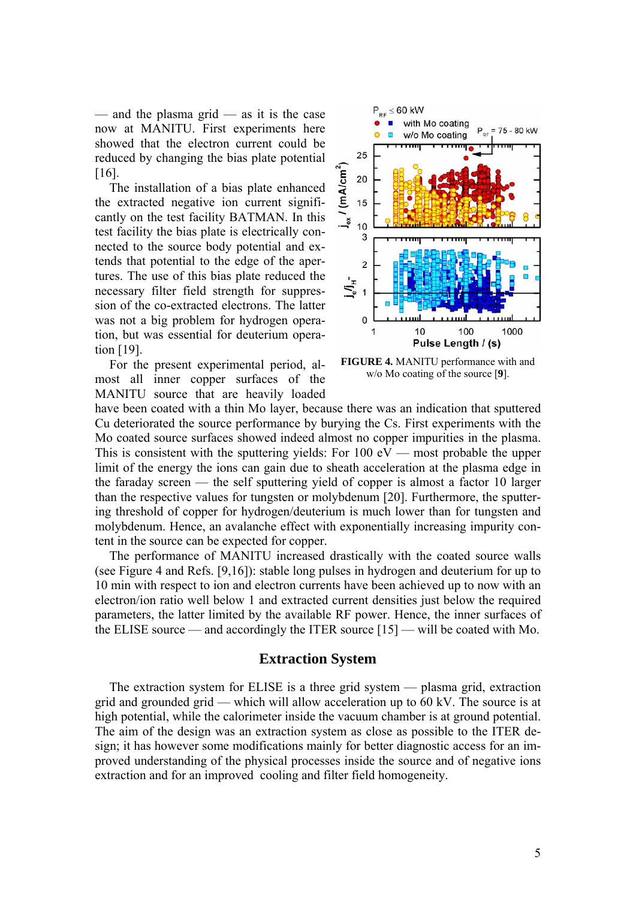— and the plasma grid — as it is the case now at MANITU. First experiments here showed that the electron current could be reduced by changing the bias plate potential [16].

The installation of a bias plate enhanced the extracted negative ion current significantly on the test facility BATMAN. In this test facility the bias plate is electrically connected to the source body potential and extends that potential to the edge of the apertures. The use of this bias plate reduced the necessary filter field strength for suppression of the co-extracted electrons. The latter was not a big problem for hydrogen operation, but was essential for deuterium operation [19].

**FIGURE 4.** MANITU performance with and w/o Mo coating of the source [**9**].

For the present experimental period, almost all inner copper surfaces of the MANITU source that are heavily loaded have been coated with a thin Mo layer, because there was an indication that sputtered Cu deteriorated the source performance by burying the Cs. First experiments with the Mo coated source surfaces showed indeed almost no copper impurities in the plasma. This is consistent with the sputtering yields: For 100 eV — most probable the upper limit of the energy the ions can gain due to sheath acceleration at the plasma edge in the faraday screen — the self sputtering yield of copper is almost a factor 10 larger than the respective values for tungsten or molybdenum [20]. Furthermore, the sputtering threshold of copper for hydrogen/deuterium is much lower than for tungsten and molybdenum. Hence, an avalanche effect with exponentially increasing impurity content in the source can be expected for copper.

The performance of MANITU increased drastically with the coated source walls (see Figure 4 and Refs. [9,16]): stable long pulses in hydrogen and deuterium for up to 10 min with respect to ion and electron currents have been achieved up to now with an electron/ion ratio well below 1 and extracted current densities just below the required parameters, the latter limited by the available RF power. Hence, the inner surfaces of the ELISE source — and accordingly the ITER source [15] — will be coated with Mo.

## Extraction System

The extraction system for ELISE is a three grid system — plasma grid, extraction grid and grounded grid — which will allow acceleration up to 60 kV. The source is at high potential, while the calorimeter inside the vacuum chamber is at ground potential. The aim of the design was an extraction system as close as possible to the ITER design; it has however some modifications mainly for better diagnostic access for an improved understanding of the physical processes inside the source and of negative ions extraction and for an improved cooling and filter field homogeneity.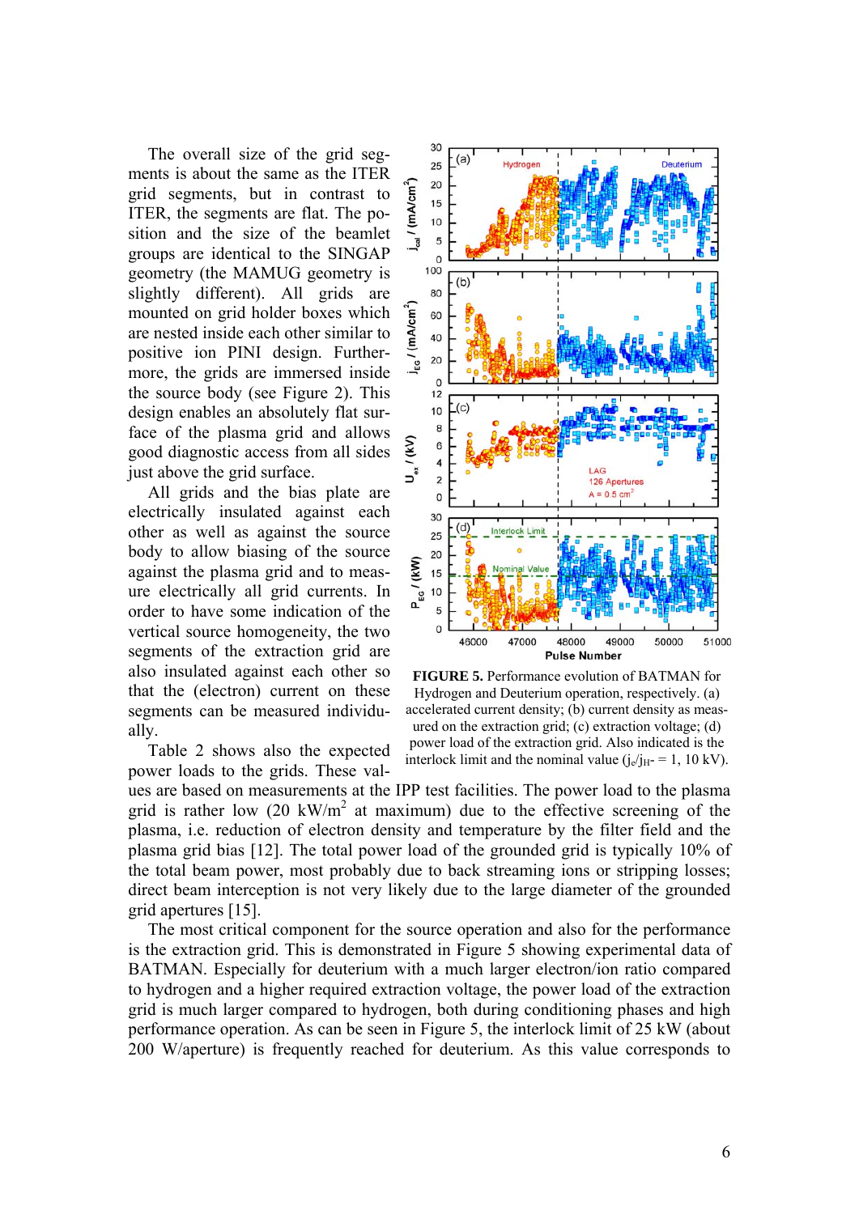The overall size of the grid segments is about the same as the ITER grid segments, but in contrast to ITER, the segments are flat. The position and the size of the beamlet groups are identical to the SINGAP geometry (the MAMUG geometry is slightly different). All grids are mounted on grid holder boxes which are nested inside each other similar to positive ion PINI design. Furthermore, the grids are immersed inside the source body (see Figure 2). This design enables an absolutely flat surface of the plasma grid and allows good diagnostic access from all sides just above the grid surface.

All grids and the bias plate are electrically insulated against each other as well as against the source body to allow biasing of the source against the plasma grid and to measure electrically all grid currents. In order to have some indication of the vertical source homogeneity, the two segments of the extraction grid are also insulated against each other so that the (electron) current on these segments can be measured individually.

**FIGURE 5.** Performance evolution of BATMAN for Hydrogen and Deuterium operation, respectively. (a) accelerated current density; (b) current density as measured on the extraction grid; (c) extraction voltage; (d) power load of the extraction grid. Also indicated is the interlock limit and the nominal value ($j_e/j_{H^-}$ = 1, 10 kV).

Table 2 shows also the expected power loads to the grids. These values are based on measurements at the IPP test facilities. The power load to the plasma grid is rather low (20 kW/m$^2$ at maximum) due to the effective screening of the plasma, i.e. reduction of electron density and temperature by the filter field and the plasma grid bias [12]. The total power load of the grounded grid is typically 10% of the total beam power, most probably due to back streaming ions or stripping losses; direct beam interception is not very likely due to the large diameter of the grounded grid apertures [15].

The most critical component for the source operation and also for the performance is the extraction grid. This is demonstrated in Figure 5 showing experimental data of BATMAN. Especially for deuterium with a much larger electron/ion ratio compared to hydrogen and a higher required extraction voltage, the power load of the extraction grid is much larger compared to hydrogen, both during conditioning phases and high performance operation. As can be seen in Figure 5, the interlock limit of 25 kW (about 200 W/aperture) is frequently reached for deuterium. As this value corresponds to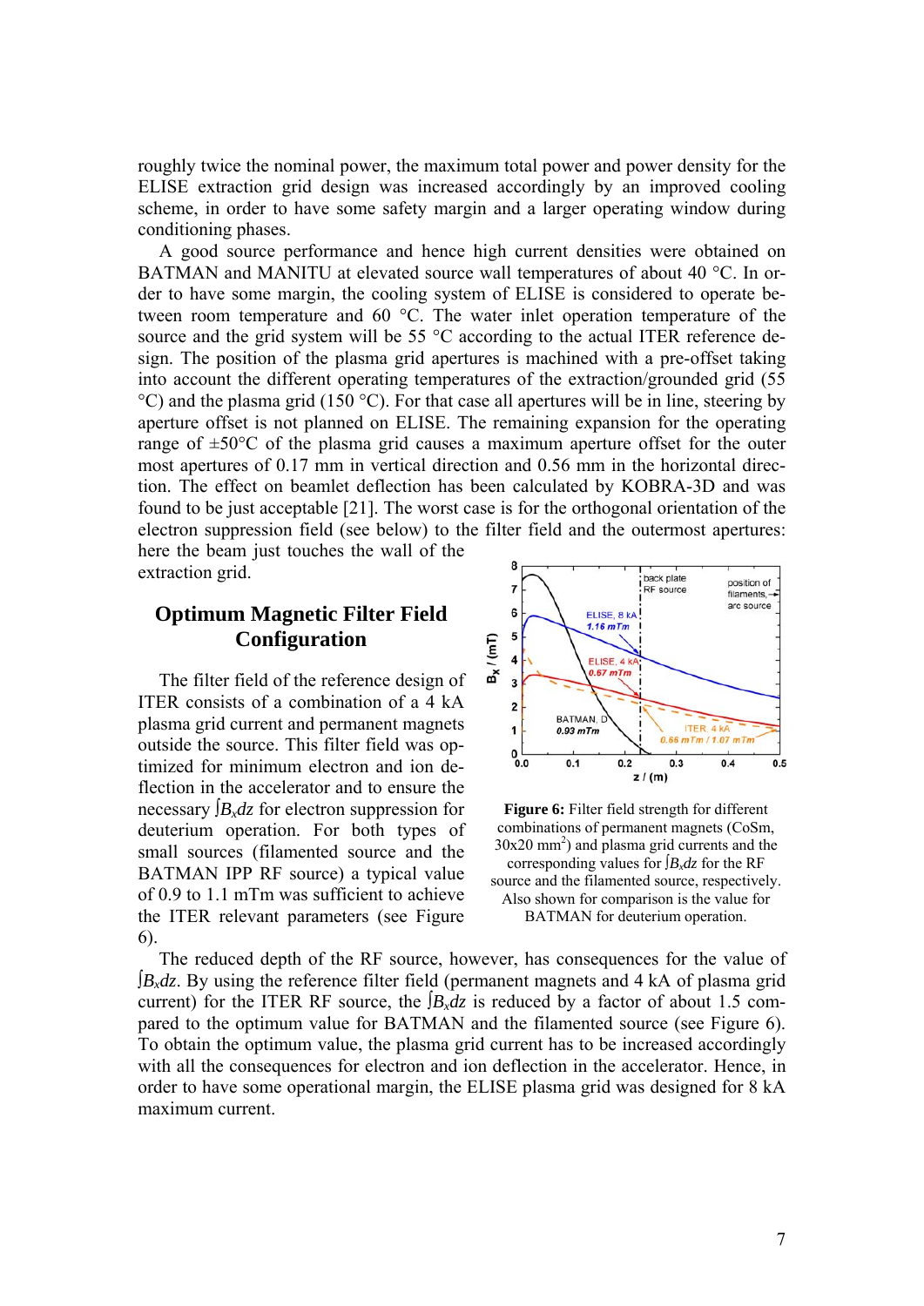roughly twice the nominal power, the maximum total power and power density for the ELISE extraction grid design was increased accordingly by an improved cooling scheme, in order to have some safety margin and a larger operating window during conditioning phases.

A good source performance and hence high current densities were obtained on BATMAN and MANITU at elevated source wall temperatures of about 40 °C. In order to have some margin, the cooling system of ELISE is considered to operate between room temperature and 60 °C. The water inlet operation temperature of the source and the grid system will be 55 °C according to the actual ITER reference design. The position of the plasma grid apertures is machined with a pre-offset taking into account the different operating temperatures of the extraction/grounded grid (55 °C) and the plasma grid (150 °C). For that case all apertures will be in line, steering by aperture offset is not planned on ELISE. The remaining expansion for the operating range of ±50°C of the plasma grid causes a maximum aperture offset for the outer most apertures of 0.17 mm in vertical direction and 0.56 mm in the horizontal direction. The effect on beamlet deflection has been calculated by KOBRA-3D and was found to be just acceptable [21]. The worst case is for the orthogonal orientation of the electron suppression field (see below) to the filter field and the outermost apertures: here the beam just touches the wall of the extraction grid.

## Optimum Magnetic Filter Field Configuration

The filter field of the reference design of ITER consists of a combination of a 4 kA plasma grid current and permanent magnets outside the source. This filter field was optimized for minimum electron and ion deflection in the accelerator and to ensure the necessary $\int B_x dz$ for electron suppression for deuterium operation. For both types of small sources (filamented source and the BATMAN IPP RF source) a typical value of 0.9 to 1.1 mTm was sufficient to achieve the ITER relevant parameters (see Figure 6).

**Figure 6:** Filter field strength for different combinations of permanent magnets (CoSm, 30x20 mm$^2$) and plasma grid currents and the corresponding values for $\int B_x dz$ for the RF source and the filamented source, respectively. Also shown for comparison is the value for BATMAN for deuterium operation.

The reduced depth of the RF source, however, has consequences for the value of $\int B_x dz$. By using the reference filter field (permanent magnets and 4 kA of plasma grid current) for the ITER RF source, the $\int B_x dz$ is reduced by a factor of about 1.5 compared to the optimum value for BATMAN and the filamented source (see Figure 6). To obtain the optimum value, the plasma grid current has to be increased accordingly with all the consequences for electron and ion deflection in the accelerator. Hence, in order to have some operational margin, the ELISE plasma grid was designed for 8 kA maximum current.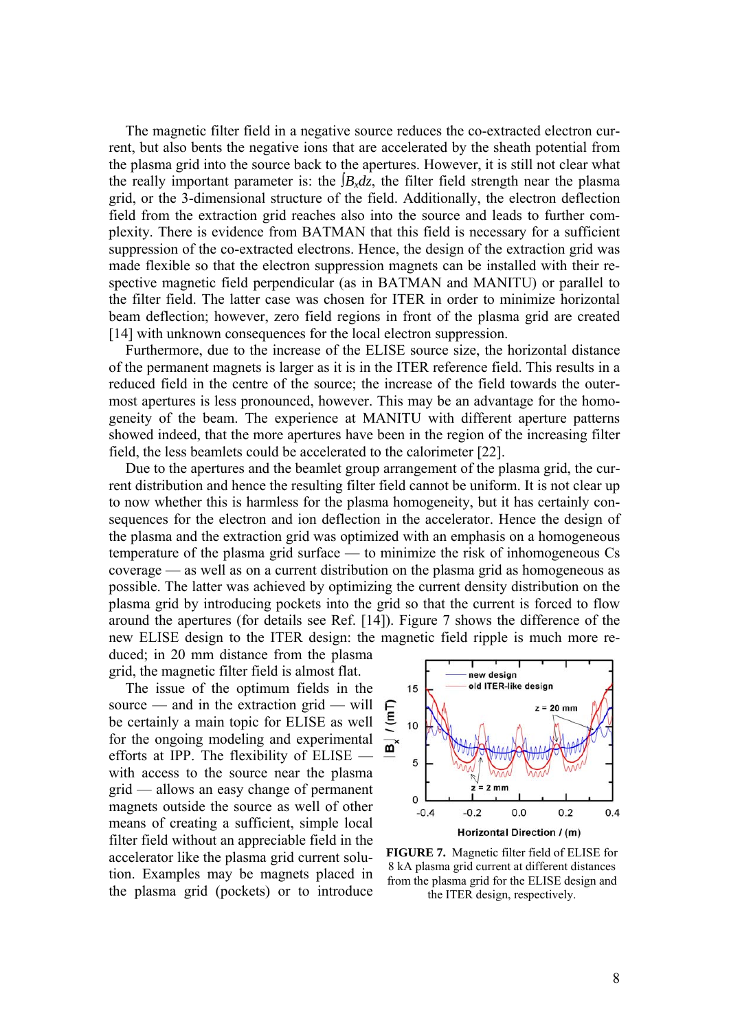The magnetic filter field in a negative source reduces the co-extracted electron current, but also bents the negative ions that are accelerated by the sheath potential from the plasma grid into the source back to the apertures. However, it is still not clear what the really important parameter is: the $\int B_x dz$, the filter field strength near the plasma grid, or the 3-dimensional structure of the field. Additionally, the electron deflection field from the extraction grid reaches also into the source and leads to further complexity. There is evidence from BATMAN that this field is necessary for a sufficient suppression of the co-extracted electrons. Hence, the design of the extraction grid was made flexible so that the electron suppression magnets can be installed with their respective magnetic field perpendicular (as in BATMAN and MANITU) or parallel to the filter field. The latter case was chosen for ITER in order to minimize horizontal beam deflection; however, zero field regions in front of the plasma grid are created [14] with unknown consequences for the local electron suppression.

Furthermore, due to the increase of the ELISE source size, the horizontal distance of the permanent magnets is larger as it is in the ITER reference field. This results in a reduced field in the centre of the source; the increase of the field towards the outermost apertures is less pronounced, however. This may be an advantage for the homogeneity of the beam. The experience at MANITU with different aperture patterns showed indeed, that the more apertures have been in the region of the increasing filter field, the less beamlets could be accelerated to the calorimeter [22].

Due to the apertures and the beamlet group arrangement of the plasma grid, the current distribution and hence the resulting filter field cannot be uniform. It is not clear up to now whether this is harmless for the plasma homogeneity, but it has certainly consequences for the electron and ion deflection in the accelerator. Hence the design of the plasma and the extraction grid was optimized with an emphasis on a homogeneous temperature of the plasma grid surface — to minimize the risk of inhomogeneous Cs coverage — as well as on a current distribution on the plasma grid as homogeneous as possible. The latter was achieved by optimizing the current density distribution on the plasma grid by introducing pockets into the grid so that the current is forced to flow around the apertures (for details see Ref. [14]). Figure 7 shows the difference of the new ELISE design to the ITER design: the magnetic field ripple is much more reduced; in 20 mm distance from the plasma grid, the magnetic filter field is almost flat.

**FIGURE 7.** Magnetic filter field of ELISE for 8 kA plasma grid current at different distances from the plasma grid for the ELISE design and the ITER design, respectively.

The issue of the optimum fields in the source — and in the extraction grid — will be certainly a main topic for ELISE as well for the ongoing modeling and experimental efforts at IPP. The flexibility of ELISE — with access to the source near the plasma grid — allows an easy change of permanent magnets outside the source as well of other means of creating a sufficient, simple local filter field without an appreciable field in the accelerator like the plasma grid current solution. Examples may be magnets placed in the plasma grid (pockets) or to introduce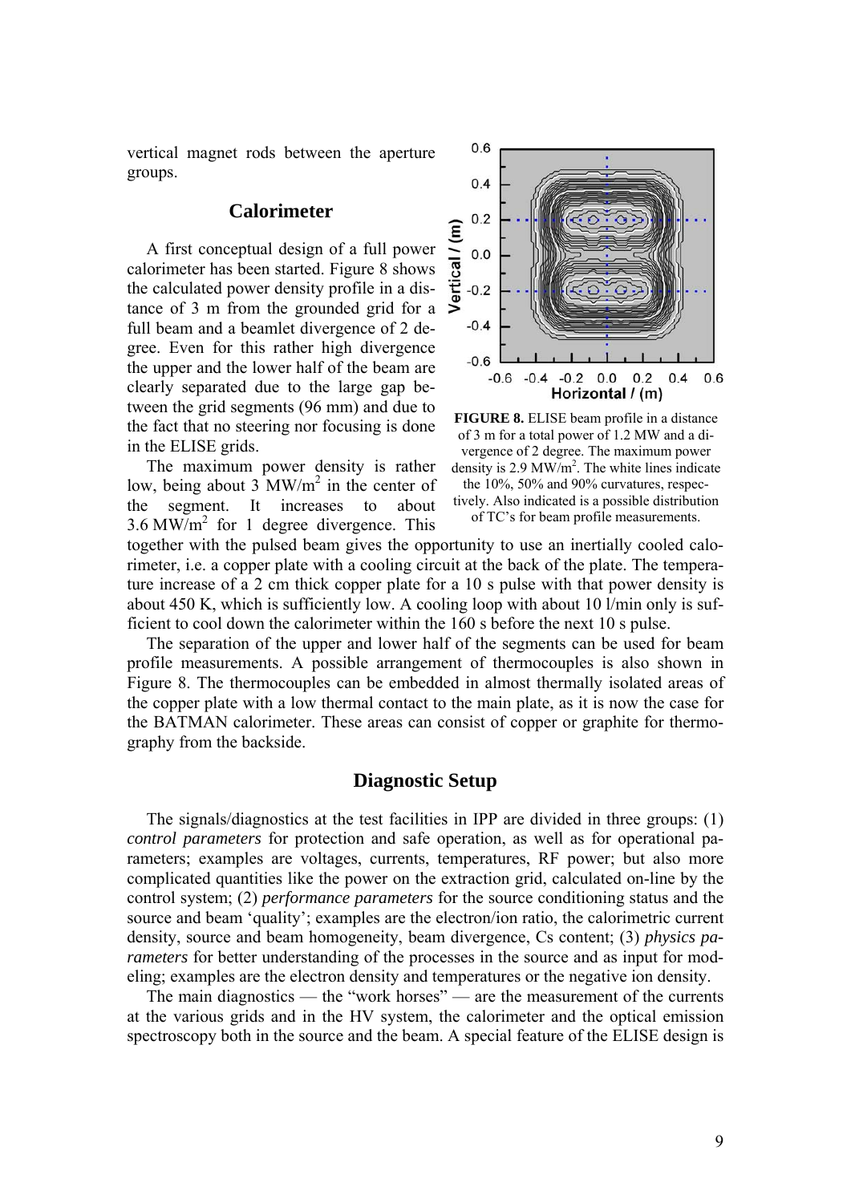vertical magnet rods between the aperture groups.

## Calorimeter

A first conceptual design of a full power calorimeter has been started. Figure 8 shows the calculated power density profile in a distance of 3 m from the grounded grid for a full beam and a beamlet divergence of 2 degree. Even for this rather high divergence the upper and the lower half of the beam are clearly separated due to the large gap between the grid segments (96 mm) and due to the fact that no steering nor focusing is done in the ELISE grids.

**FIGURE 8.** ELISE beam profile in a distance of 3 m for a total power of 1.2 MW and a divergence of 2 degree. The maximum power density is 2.9 $MW/m^2$. The white lines indicate the 10%, 50% and 90% curvatures, respectively. Also indicated is a possible distribution of TC's for beam profile measurements.

The maximum power density is rather low, being about 3 $MW/m^2$ in the center of the segment. It increases to about 3.6 $MW/m^2$ for 1 degree divergence. This together with the pulsed beam gives the opportunity to use an inertially cooled calorimeter, i.e. a copper plate with a cooling circuit at the back of the plate. The temperature increase of a 2 cm thick copper plate for a 10 s pulse with that power density is about 450 K, which is sufficiently low. A cooling loop with about 10 l/min only is sufficient to cool down the calorimeter within the 160 s before the next 10 s pulse.

The separation of the upper and lower half of the segments can be used for beam profile measurements. A possible arrangement of thermocouples is also shown in Figure 8. The thermocouples can be embedded in almost thermally isolated areas of the copper plate with a low thermal contact to the main plate, as it is now the case for the BATMAN calorimeter. These areas can consist of copper or graphite for thermography from the backside.

## Diagnostic Setup

The signals/diagnostics at the test facilities in IPP are divided in three groups: (1) *control parameters* for protection and safe operation, as well as for operational parameters; examples are voltages, currents, temperatures, RF power; but also more complicated quantities like the power on the extraction grid, calculated on-line by the control system; (2) *performance parameters* for the source conditioning status and the source and beam 'quality'; examples are the electron/ion ratio, the calorimetric current density, source and beam homogeneity, beam divergence, Cs content; (3) *physics parameters* for better understanding of the processes in the source and as input for modeling; examples are the electron density and temperatures or the negative ion density.

The main diagnostics — the "work horses" — are the measurement of the currents at the various grids and in the HV system, the calorimeter and the optical emission spectroscopy both in the source and the beam. A special feature of the ELISE design is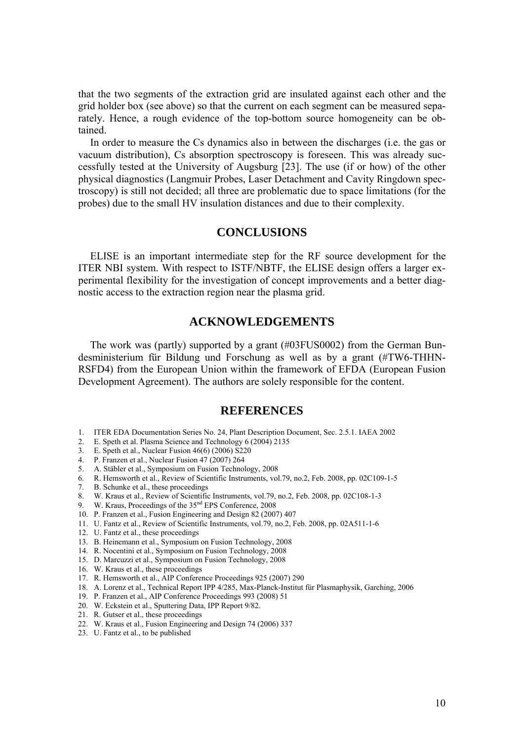that the two segments of the extraction grid are insulated against each other and the grid holder box (see above) so that the current on each segment can be measured separately. Hence, a rough evidence of the top-bottom source homogeneity can be obtained.

In order to measure the Cs dynamics also in between the discharges (i.e. the gas or vacuum distribution), Cs absorption spectroscopy is foreseen. This was already successfully tested at the University of Augsburg [23]. The use (if or how) of the other physical diagnostics (Langmuir Probes, Laser Detachment and Cavity Ringdown spectroscopy) is still not decided; all three are problematic due to space limitations (for the probes) due to the small HV insulation distances and due to their complexity.

## CONCLUSIONS

ELISE is an important intermediate step for the RF source development for the ITER NBI system. With respect to ISTF/NBTF, the ELISE design offers a larger experimental flexibility for the investigation of concept improvements and a better diagnostic access to the extraction region near the plasma grid.

## ACKNOWLEDGEMENTS

The work was (partly) supported by a grant (#03FUS0002) from the German Bundesministerium für Bildung und Forschung as well as by a grant (#TW6-THHN-RSFD4) from the European Union within the framework of EFDA (European Fusion Development Agreement). The authors are solely responsible for the content.

## REFERENCES

1. ITER EDA Documentation Series No. 24, Plant Description Document, Sec. 2.5.1. IAEA 2002
2. E. Speth et al. Plasma Science and Technology 6 (2004) 2135
3. E. Speth et al., Nuclear Fusion 46(6) (2006) S220
4. P. Franzen et al., Nuclear Fusion 47 (2007) 264
5. A. Stäbler et al., Symposium on Fusion Technology, 2008
6. R. Hemsworth et al., Review of Scientific Instruments, vol.79, no.2, Feb. 2008, pp. 02C109-1-5
7. B. Schunke et al., these proceedings
8. W. Kraus et al., Review of Scientific Instruments, vol.79, no.2, Feb. 2008, pp. 02C108-1-3
9. W. Kraus, Proceedings of the 35nd EPS Conference, 2008
10. P. Franzen et al., Fusion Engineering and Design 82 (2007) 407
11. U. Fantz et al., Review of Scientific Instruments, vol.79, no.2, Feb. 2008, pp. 02A511-1-6
12. U. Fantz et al., these proceedings
13. B. Heinemann et al., Symposium on Fusion Technology, 2008
14. R. Nocentini et al., Symposium on Fusion Technology, 2008
15. D. Marcuzzi et al., Symposium on Fusion Technology, 2008
16. W. Kraus et al., these proceedings
17. R. Hemsworth et al., AIP Conference Proceedings 925 (2007) 290
18. A. Lorenz et al., Technical Report IPP 4/285, Max-Planck-Institut für Plasmaphysik, Garching, 2006
19. P. Franzen et al., AIP Conference Proceedings 993 (2008) 51
20. W. Eckstein et al., Sputtering Data, IPP Report 9/82.
21. R. Gutser et al., these proceedings
22. W. Kraus et al., Fusion Engineering and Design 74 (2006) 337
23. U. Fantz et al., to be published